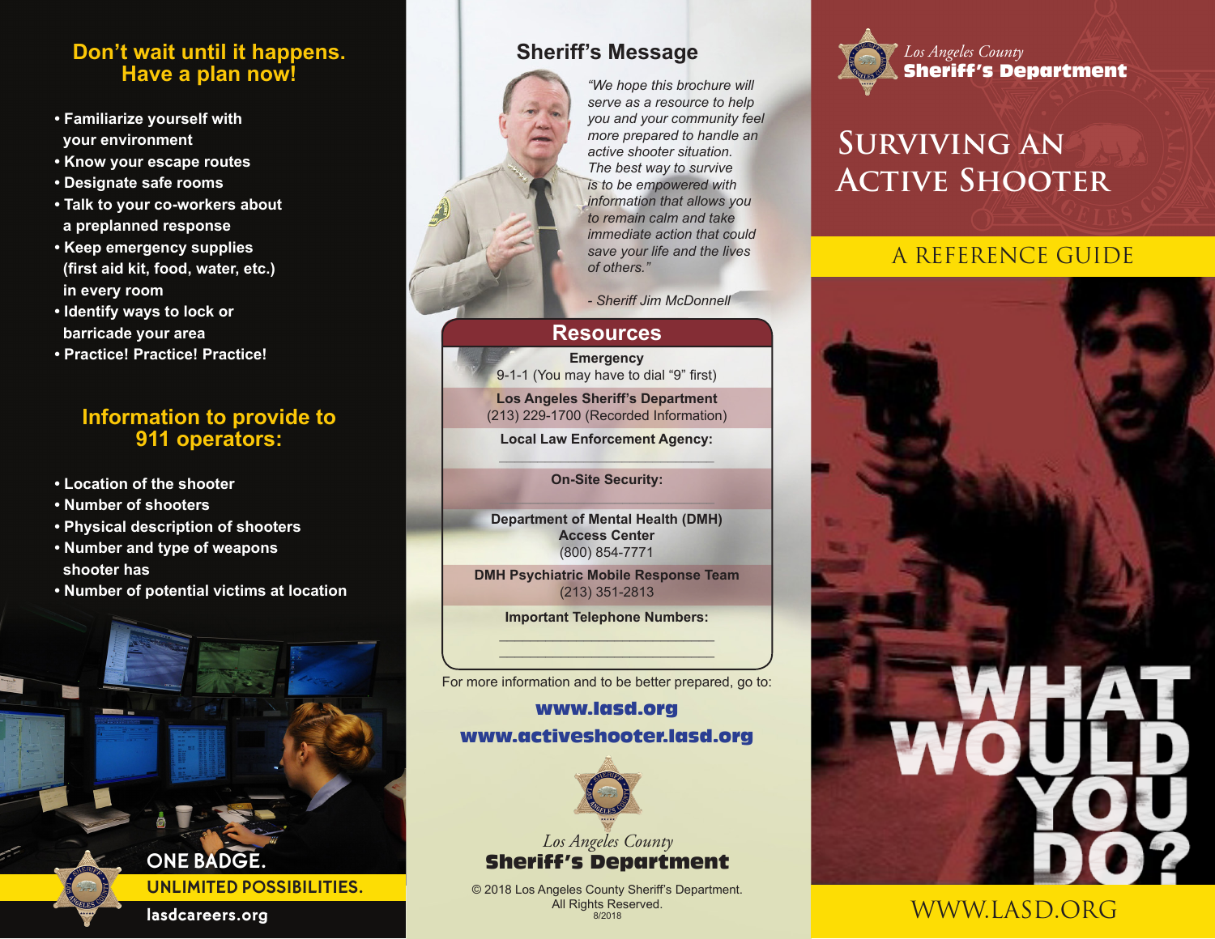## Don't wait until it happens. Have a plan now!

- Familiarize yourself with your environment
- Know your escape routes
- Designate safe rooms
- Talk to your co-workers about a preplanned response
- Keep emergency supplies (first aid kit, food, water, etc.) in every room
- Identify ways to lock or barricade your area
- Practice! Practice! Practice!

## Information to provide to 911 operators:

- Location of the shooter
- Number of shooters
- Physical description of shooters
- Number and type of weapons shooter has
- Number of potential victims at location

**ONE BADGE.**
**UNLIMITED POSSIBILITIES.**
lasdcareers.org

## Sheriff's Message

*"We hope this brochure will serve as a resource to help you and your community feel more prepared to handle an active shooter situation. The best way to survive is to be empowered with information that allows you to remain calm and take immediate action that could save your life and the lives of others."*

*- Sheriff Jim McDonnell*

## Resources

**Emergency**
9-1-1 (You may have to dial "9" first)

**Los Angeles Sheriff's Department**
(213) 229-1700 (Recorded Information)

**Local Law Enforcement Agency:**
\_\_\_\_\_\_\_\_\_\_\_\_\_\_\_\_\_\_\_\_\_\_\_\_\_\_

**On-Site Security:**
\_\_\_\_\_\_\_\_\_\_\_\_\_\_\_\_\_\_\_\_\_\_\_\_\_\_

**Department of Mental Health (DMH) Access Center**
(800) 854-7771

**DMH Psychiatric Mobile Response Team**
(213) 351-2813

**Important Telephone Numbers:**
\_\_\_\_\_\_\_\_\_\_\_\_\_\_\_\_\_\_\_\_\_\_\_\_\_\_
\_\_\_\_\_\_\_\_\_\_\_\_\_\_\_\_\_\_\_\_\_\_\_\_\_\_

For more information and to be better prepared, go to:

**www.lasd.org**
**www.activeshooter.lasd.org**

*Los Angeles County*
**Sheriff's Department**

© 2018 Los Angeles County Sheriff's Department. All Rights Reserved.
8/2018

*Los Angeles County*
**Sheriff's Department**

# SURVIVING AN ACTIVE SHOOTER

## A REFERENCE GUIDE

# WHAT WOULD YOU DO?

WWW.LASD.ORG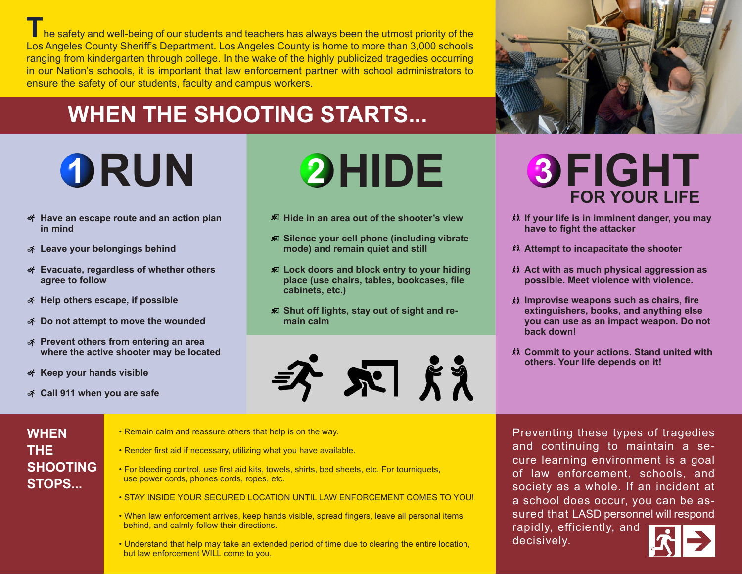The safety and well-being of our students and teachers has always been the utmost priority of the Los Angeles County Sheriff's Department. Los Angeles County is home to more than 3,000 schools ranging from kindergarten through college. In the wake of the highly publicized tragedies occurring in our Nation's schools, it is important that law enforcement partner with school administrators to ensure the safety of our students, faculty and campus workers.

# WHEN THE SHOOTING STARTS...

## 1 RUN

- Have an escape route and an action plan in mind
- Leave your belongings behind
- Evacuate, regardless of whether others agree to follow
- Help others escape, if possible
- Do not attempt to move the wounded
- Prevent others from entering an area where the active shooter may be located
- Keep your hands visible
- Call 911 when you are safe

## 2 HIDE

- Hide in an area out of the shooter's view
- Silence your cell phone (including vibrate mode) and remain quiet and still
- Lock doors and block entry to your hiding place (use chairs, tables, bookcases, file cabinets, etc.)
- Shut off lights, stay out of sight and remain calm

## 3 FIGHT FOR YOUR LIFE

- If your life is in imminent danger, you may have to fight the attacker
- Attempt to incapacitate the shooter
- Act with as much physical aggression as possible. Meet violence with violence.
- Improvise weapons such as chairs, fire extinguishers, books, and anything else you can use as an impact weapon. Do not back down!
- Commit to your actions. Stand united with others. Your life depends on it!

## WHEN THE SHOOTING STOPS...

- Remain calm and reassure others that help is on the way.
- Render first aid if necessary, utilizing what you have available.
- For bleeding control, use first aid kits, towels, shirts, bed sheets, etc. For tourniquets, use power cords, phones cords, ropes, etc.
- STAY INSIDE YOUR SECURED LOCATION UNTIL LAW ENFORCEMENT COMES TO YOU!
- When law enforcement arrives, keep hands visible, spread fingers, leave all personal items behind, and calmly follow their directions.
- Understand that help may take an extended period of time due to clearing the entire location, but law enforcement WILL come to you.

Preventing these types of tragedies and continuing to maintain a secure learning environment is a goal of law enforcement, schools, and society as a whole. If an incident at a school does occur, you can be assured that LASD personnel will respond rapidly, efficiently, and decisively.